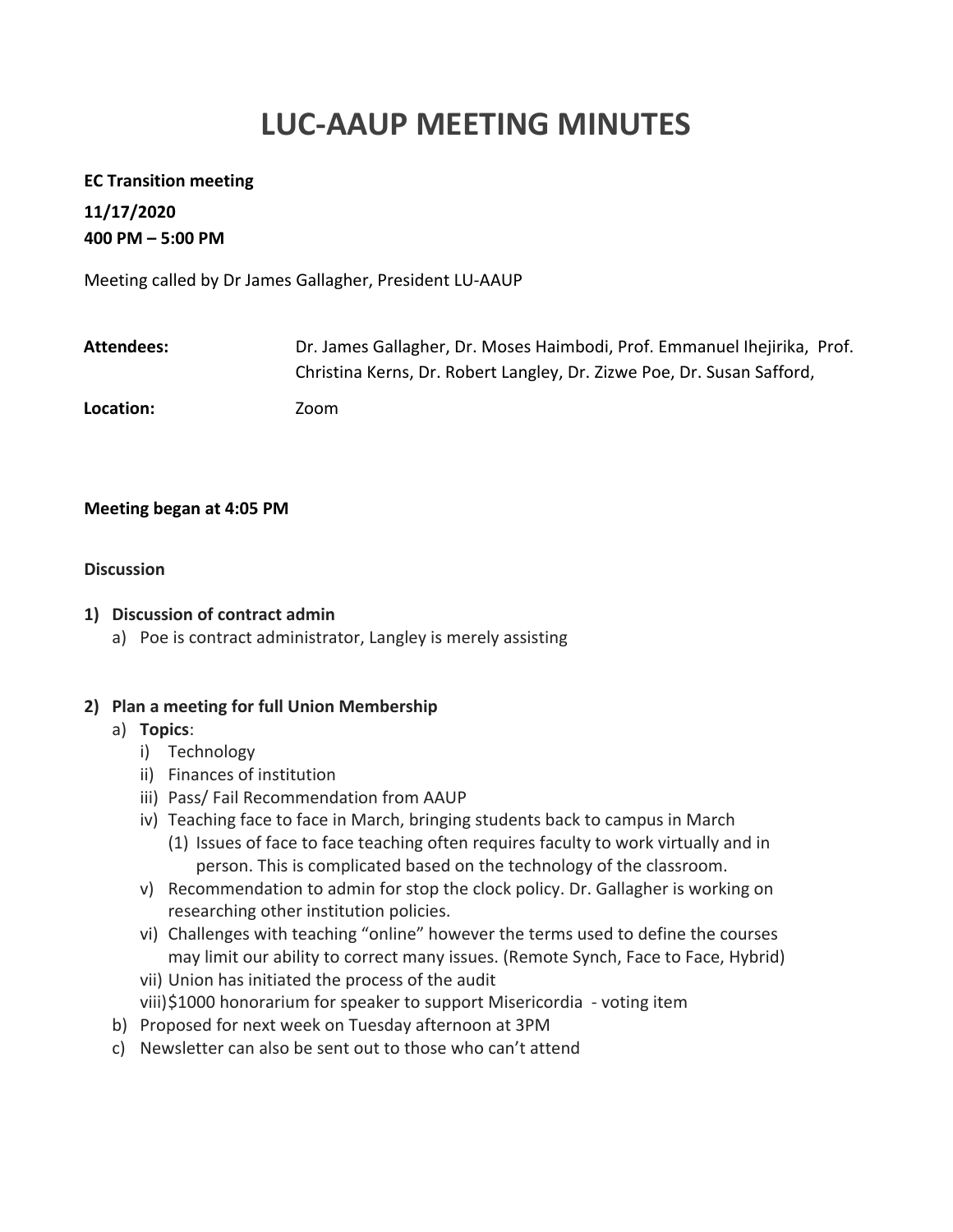# LUC-AAUP MEETING MINUTES

**EC Transition meeting**

**11/17/2020**

**400 PM – 5:00 PM**

Meeting called by Dr James Gallagher, President LU-AAUP

| | |
|---|---|
| **Attendees:** | Dr. James Gallagher, Dr. Moses Haimbodi, Prof. Emmanuel Ihejirika, Prof. Christina Kerns, Dr. Robert Langley, Dr. Zizwe Poe, Dr. Susan Safford, |
| **Location:** | Zoom |

**Meeting began at 4:05 PM**

**Discussion**

1) **Discussion of contract admin**
   a) Poe is contract administrator, Langley is merely assisting

2) **Plan a meeting for full Union Membership**
   a) **Topics**:
      i) Technology
      ii) Finances of institution
      iii) Pass/ Fail Recommendation from AAUP
      iv) Teaching face to face in March, bringing students back to campus in March
         (1) Issues of face to face teaching often requires faculty to work virtually and in person. This is complicated based on the technology of the classroom.
      v) Recommendation to admin for stop the clock policy. Dr. Gallagher is working on researching other institution policies.
      vi) Challenges with teaching "online" however the terms used to define the courses may limit our ability to correct many issues. (Remote Synch, Face to Face, Hybrid)
      vii) Union has initiated the process of the audit
      viii) $1000 honorarium for speaker to support Misericordia - voting item
   b) Proposed for next week on Tuesday afternoon at 3PM
   c) Newsletter can also be sent out to those who can't attend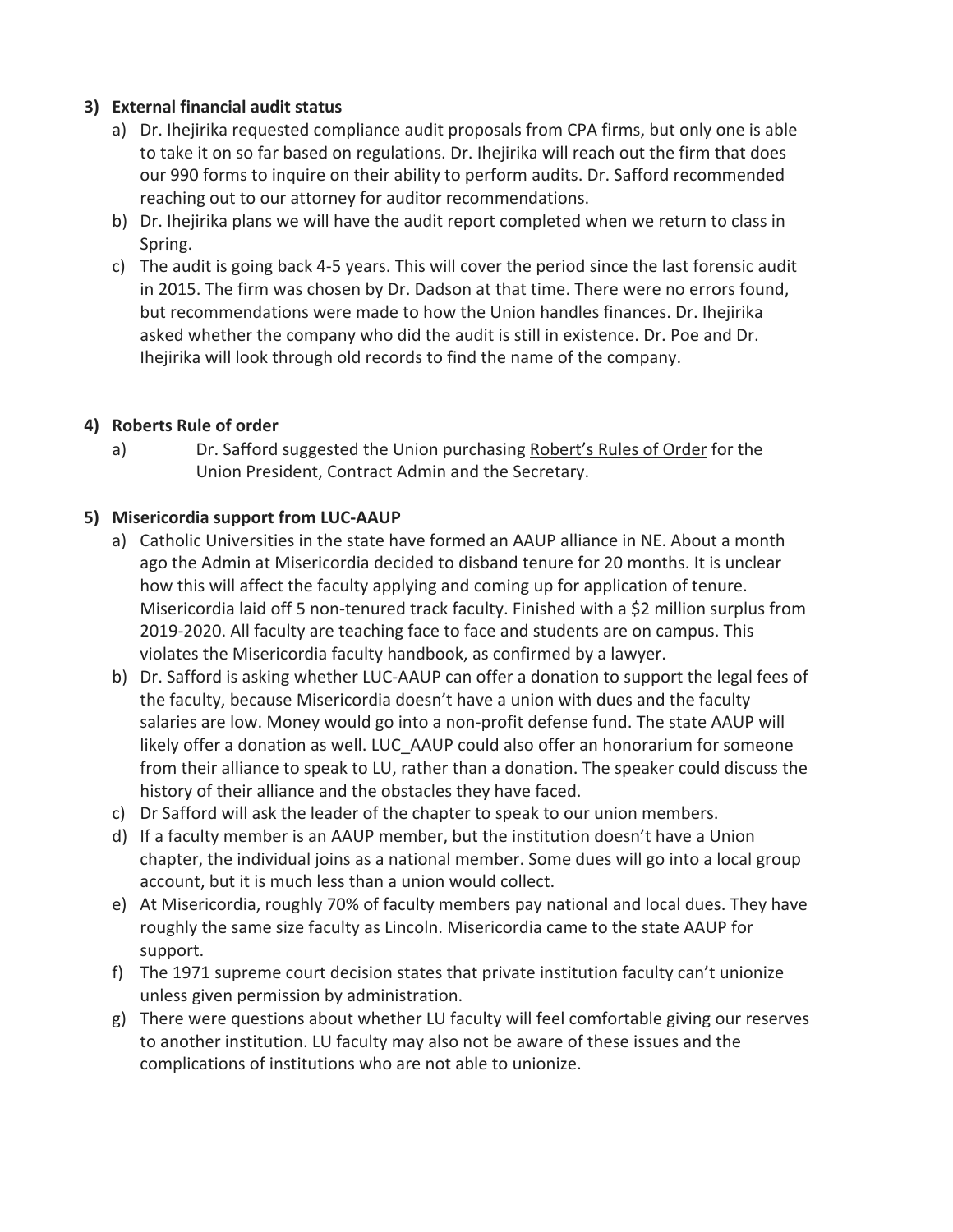3) **External financial audit status**
    a) Dr. Ihejirika requested compliance audit proposals from CPA firms, but only one is able to take it on so far based on regulations. Dr. Ihejirika will reach out the firm that does our 990 forms to inquire on their ability to perform audits. Dr. Safford recommended reaching out to our attorney for auditor recommendations.
    b) Dr. Ihejirika plans we will have the audit report completed when we return to class in Spring.
    c) The audit is going back 4-5 years. This will cover the period since the last forensic audit in 2015. The firm was chosen by Dr. Dadson at that time. There were no errors found, but recommendations were made to how the Union handles finances. Dr. Ihejirika asked whether the company who did the audit is still in existence. Dr. Poe and Dr. Ihejirika will look through old records to find the name of the company.

4) **Roberts Rule of order**
    a) Dr. Safford suggested the Union purchasing <u>Robert's Rules of Order</u> for the Union President, Contract Admin and the Secretary.

5) **Misericordia support from LUC-AAUP**
    a) Catholic Universities in the state have formed an AAUP alliance in NE. About a month ago the Admin at Misericordia decided to disband tenure for 20 months. It is unclear how this will affect the faculty applying and coming up for application of tenure. Misericordia laid off 5 non-tenured track faculty. Finished with a $2 million surplus from 2019-2020. All faculty are teaching face to face and students are on campus. This violates the Misericordia faculty handbook, as confirmed by a lawyer.
    b) Dr. Safford is asking whether LUC-AAUP can offer a donation to support the legal fees of the faculty, because Misericordia doesn't have a union with dues and the faculty salaries are low. Money would go into a non-profit defense fund. The state AAUP will likely offer a donation as well. LUC_AAUP could also offer an honorarium for someone from their alliance to speak to LU, rather than a donation. The speaker could discuss the history of their alliance and the obstacles they have faced.
    c) Dr Safford will ask the leader of the chapter to speak to our union members.
    d) If a faculty member is an AAUP member, but the institution doesn't have a Union chapter, the individual joins as a national member. Some dues will go into a local group account, but it is much less than a union would collect.
    e) At Misericordia, roughly 70% of faculty members pay national and local dues. They have roughly the same size faculty as Lincoln. Misericordia came to the state AAUP for support.
    f) The 1971 supreme court decision states that private institution faculty can't unionize unless given permission by administration.
    g) There were questions about whether LU faculty will feel comfortable giving our reserves to another institution. LU faculty may also not be aware of these issues and the complications of institutions who are not able to unionize.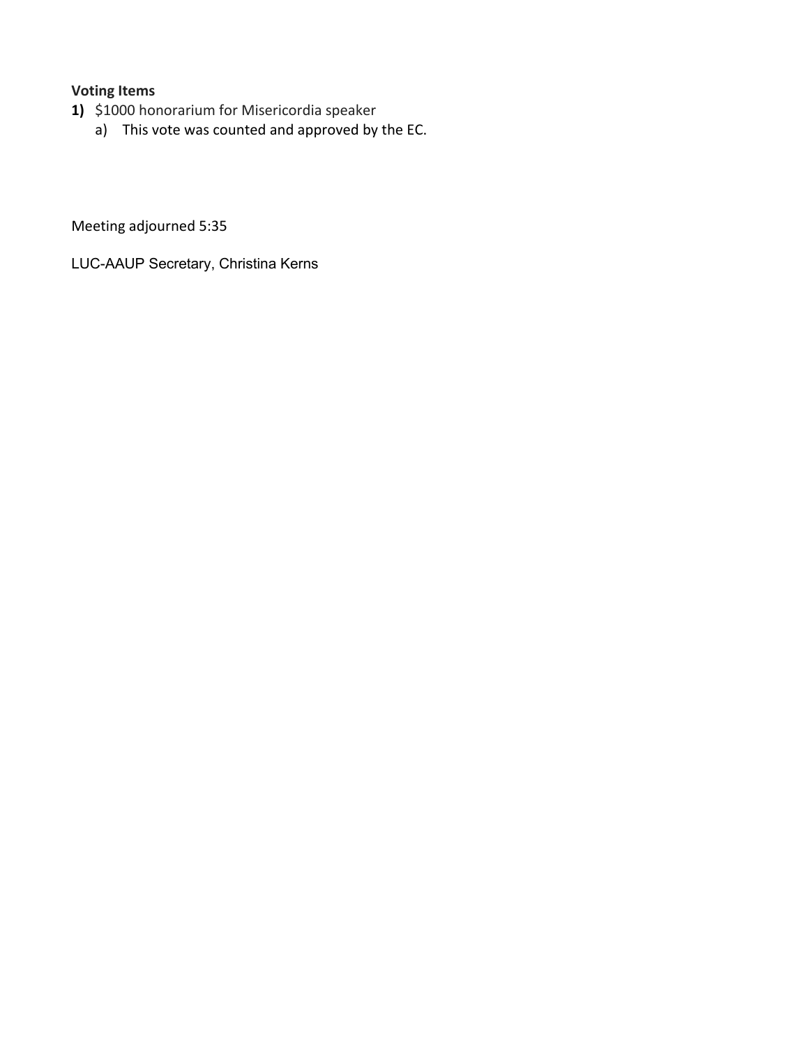**Voting Items**

1) $1000 honorarium for Misericordia speaker
   a) This vote was counted and approved by the EC.

Meeting adjourned 5:35

LUC-AAUP Secretary, Christina Kerns